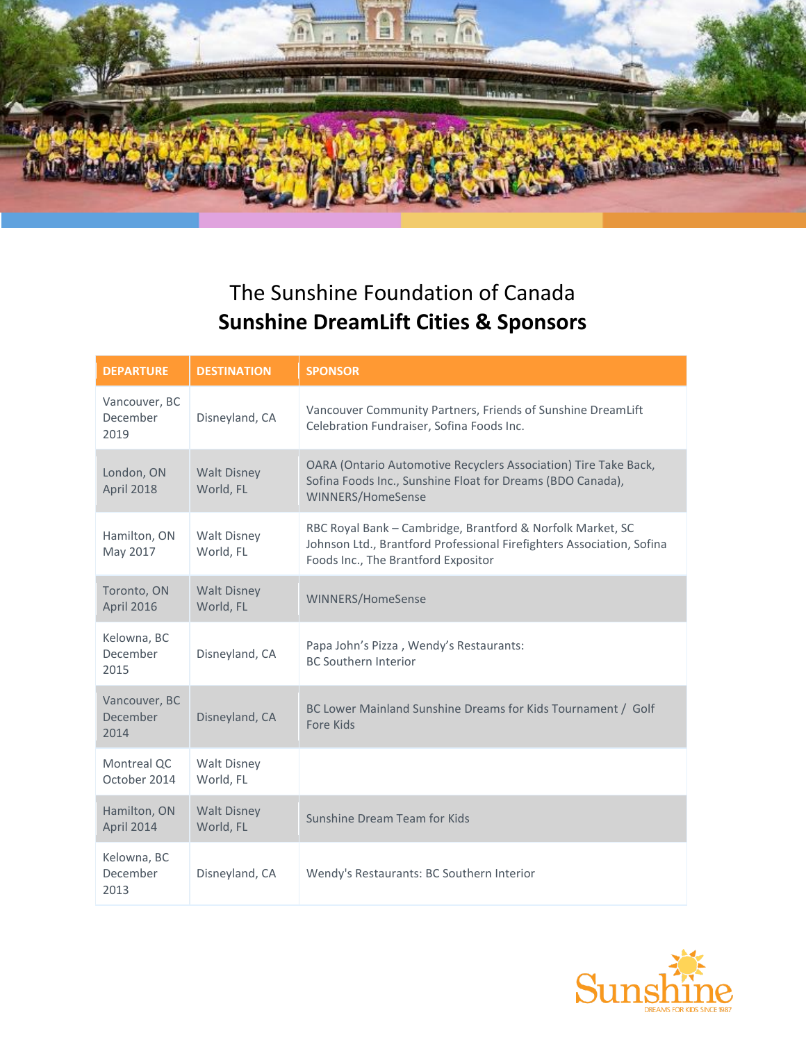# The Sunshine Foundation of Canada
## Sunshine DreamLift Cities & Sponsors

| DEPARTURE | DESTINATION | SPONSOR |
|---|---|---|
| Vancouver, BC December 2019 | Disneyland, CA | Vancouver Community Partners, Friends of Sunshine DreamLift Celebration Fundraiser, Sofina Foods Inc. |
| London, ON April 2018 | Walt Disney World, FL | OARA (Ontario Automotive Recyclers Association) Tire Take Back, Sofina Foods Inc., Sunshine Float for Dreams (BDO Canada), WINNERS/HomeSense |
| Hamilton, ON May 2017 | Walt Disney World, FL | RBC Royal Bank – Cambridge, Brantford & Norfolk Market, SC Johnson Ltd., Brantford Professional Firefighters Association, Sofina Foods Inc., The Brantford Expositor |
| Toronto, ON April 2016 | Walt Disney World, FL | WINNERS/HomeSense |
| Kelowna, BC December 2015 | Disneyland, CA | Papa John's Pizza , Wendy's Restaurants: BC Southern Interior |
| Vancouver, BC December 2014 | Disneyland, CA | BC Lower Mainland Sunshine Dreams for Kids Tournament / Golf Fore Kids |
| Montreal QC October 2014 | Walt Disney World, FL | |
| Hamilton, ON April 2014 | Walt Disney World, FL | Sunshine Dream Team for Kids |
| Kelowna, BC December 2013 | Disneyland, CA | Wendy's Restaurants: BC Southern Interior |

Sunshine
DREAMS FOR KIDS SINCE 1987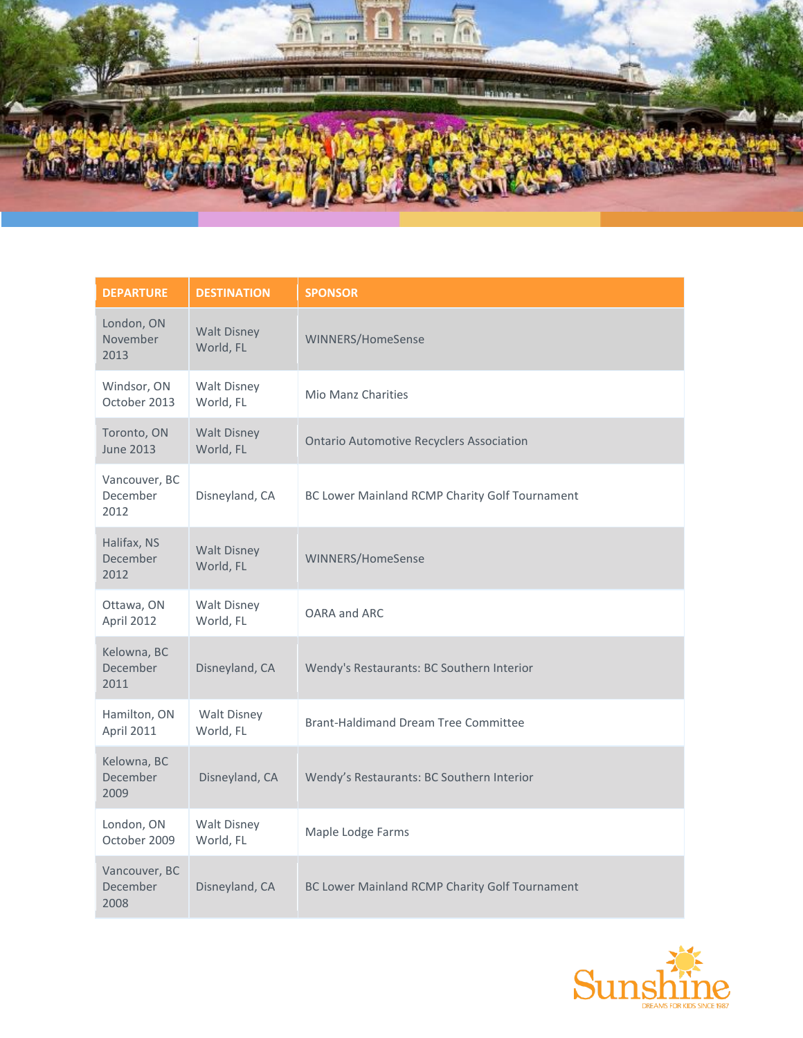| DEPARTURE | DESTINATION | SPONSOR |
|---|---|---|
| London, ON November 2013 | Walt Disney World, FL | WINNERS/HomeSense |
| Windsor, ON October 2013 | Walt Disney World, FL | Mio Manz Charities |
| Toronto, ON June 2013 | Walt Disney World, FL | Ontario Automotive Recyclers Association |
| Vancouver, BC December 2012 | Disneyland, CA | BC Lower Mainland RCMP Charity Golf Tournament |
| Halifax, NS December 2012 | Walt Disney World, FL | WINNERS/HomeSense |
| Ottawa, ON April 2012 | Walt Disney World, FL | OARA and ARC |
| Kelowna, BC December 2011 | Disneyland, CA | Wendy's Restaurants: BC Southern Interior |
| Hamilton, ON April 2011 | Walt Disney World, FL | Brant-Haldimand Dream Tree Committee |
| Kelowna, BC December 2009 | Disneyland, CA | Wendy's Restaurants: BC Southern Interior |
| London, ON October 2009 | Walt Disney World, FL | Maple Lodge Farms |
| Vancouver, BC December 2008 | Disneyland, CA | BC Lower Mainland RCMP Charity Golf Tournament |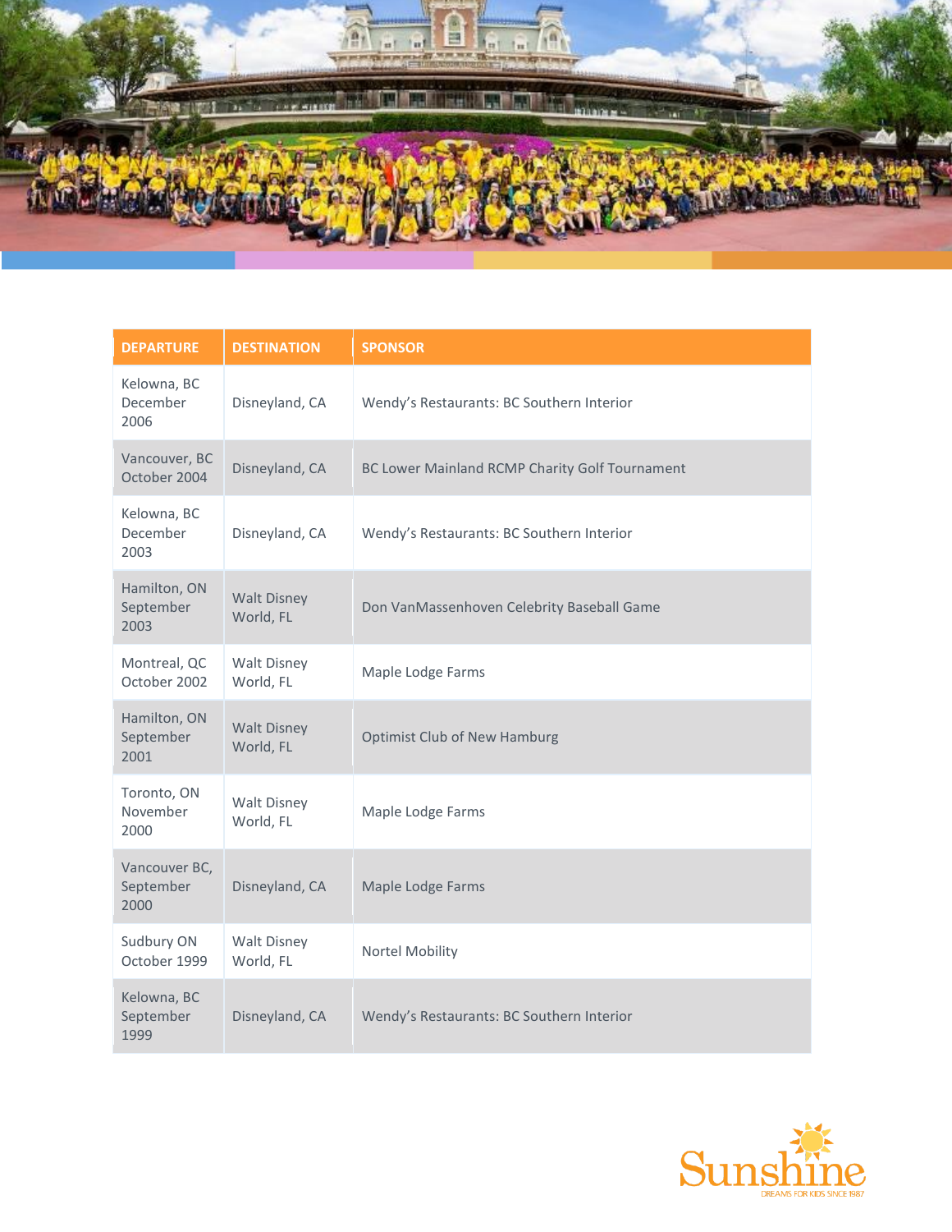| DEPARTURE | DESTINATION | SPONSOR |
|---|---|---|
| Kelowna, BC December 2006 | Disneyland, CA | Wendy's Restaurants: BC Southern Interior |
| Vancouver, BC October 2004 | Disneyland, CA | BC Lower Mainland RCMP Charity Golf Tournament |
| Kelowna, BC December 2003 | Disneyland, CA | Wendy's Restaurants: BC Southern Interior |
| Hamilton, ON September 2003 | Walt Disney World, FL | Don VanMassenhoven Celebrity Baseball Game |
| Montreal, QC October 2002 | Walt Disney World, FL | Maple Lodge Farms |
| Hamilton, ON September 2001 | Walt Disney World, FL | Optimist Club of New Hamburg |
| Toronto, ON November 2000 | Walt Disney World, FL | Maple Lodge Farms |
| Vancouver BC, September 2000 | Disneyland, CA | Maple Lodge Farms |
| Sudbury ON October 1999 | Walt Disney World, FL | Nortel Mobility |
| Kelowna, BC September 1999 | Disneyland, CA | Wendy's Restaurants: BC Southern Interior |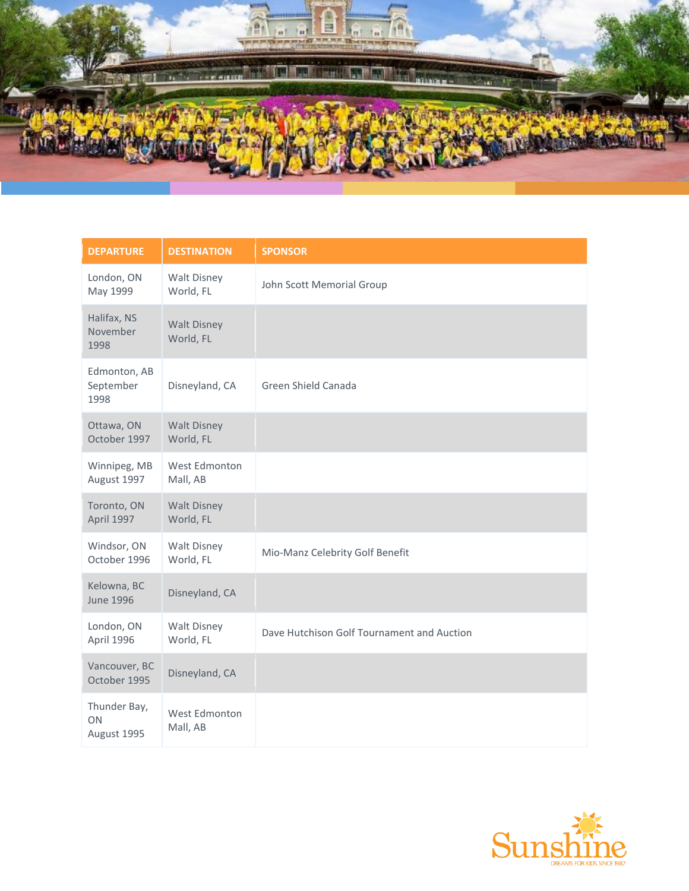| DEPARTURE | DESTINATION | SPONSOR |
|---|---|---|
| London, ON May 1999 | Walt Disney World, FL | John Scott Memorial Group |
| Halifax, NS November 1998 | Walt Disney World, FL | |
| Edmonton, AB September 1998 | Disneyland, CA | Green Shield Canada |
| Ottawa, ON October 1997 | Walt Disney World, FL | |
| Winnipeg, MB August 1997 | West Edmonton Mall, AB | |
| Toronto, ON April 1997 | Walt Disney World, FL | |
| Windsor, ON October 1996 | Walt Disney World, FL | Mio-Manz Celebrity Golf Benefit |
| Kelowna, BC June 1996 | Disneyland, CA | |
| London, ON April 1996 | Walt Disney World, FL | Dave Hutchison Golf Tournament and Auction |
| Vancouver, BC October 1995 | Disneyland, CA | |
| Thunder Bay, ON August 1995 | West Edmonton Mall, AB | |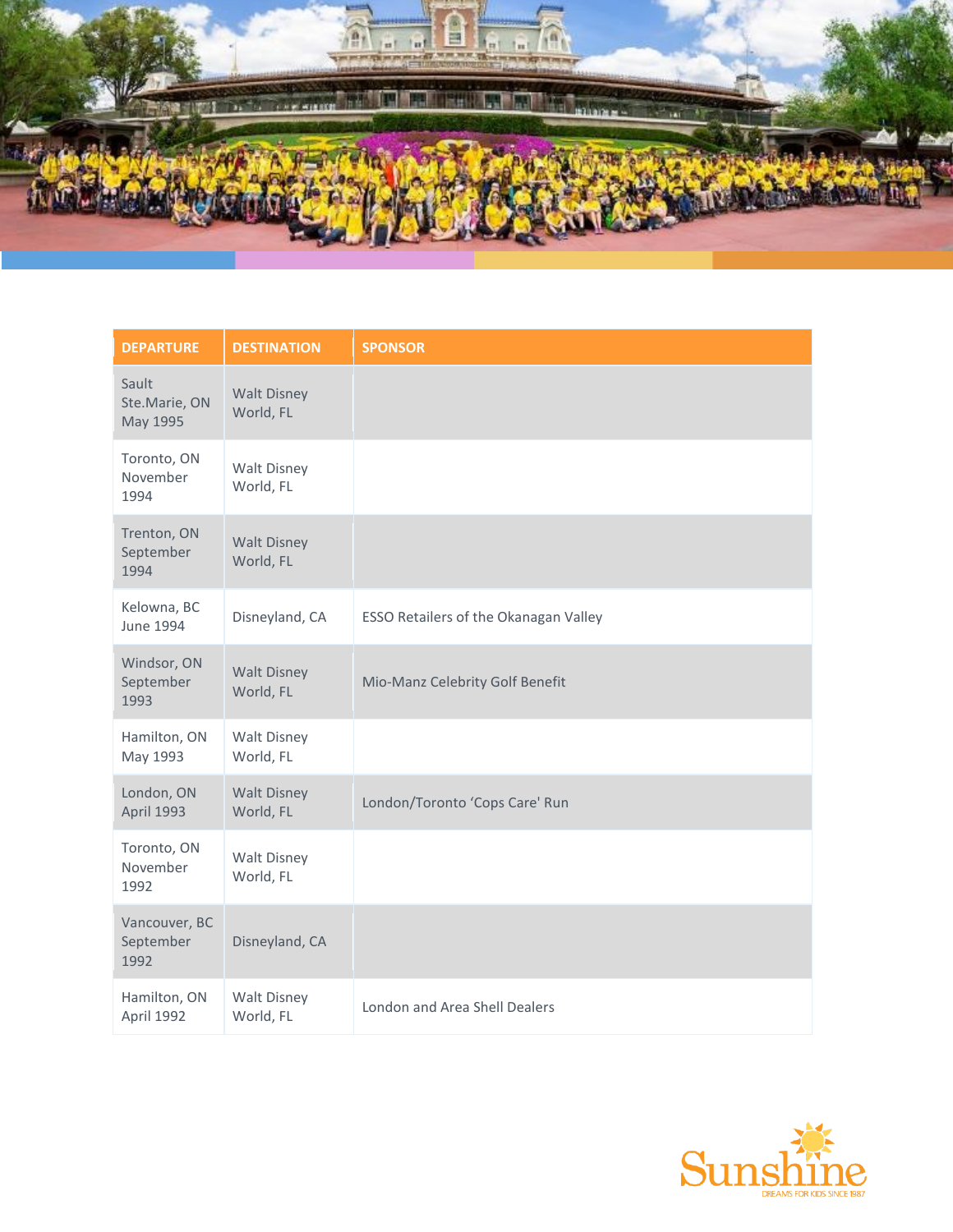| DEPARTURE | DESTINATION | SPONSOR |
|---|---|---|
| Sault Ste.Marie, ON May 1995 | Walt Disney World, FL | |
| Toronto, ON November 1994 | Walt Disney World, FL | |
| Trenton, ON September 1994 | Walt Disney World, FL | |
| Kelowna, BC June 1994 | Disneyland, CA | ESSO Retailers of the Okanagan Valley |
| Windsor, ON September 1993 | Walt Disney World, FL | Mio-Manz Celebrity Golf Benefit |
| Hamilton, ON May 1993 | Walt Disney World, FL | |
| London, ON April 1993 | Walt Disney World, FL | London/Toronto 'Cops Care' Run |
| Toronto, ON November 1992 | Walt Disney World, FL | |
| Vancouver, BC September 1992 | Disneyland, CA | |
| Hamilton, ON April 1992 | Walt Disney World, FL | London and Area Shell Dealers |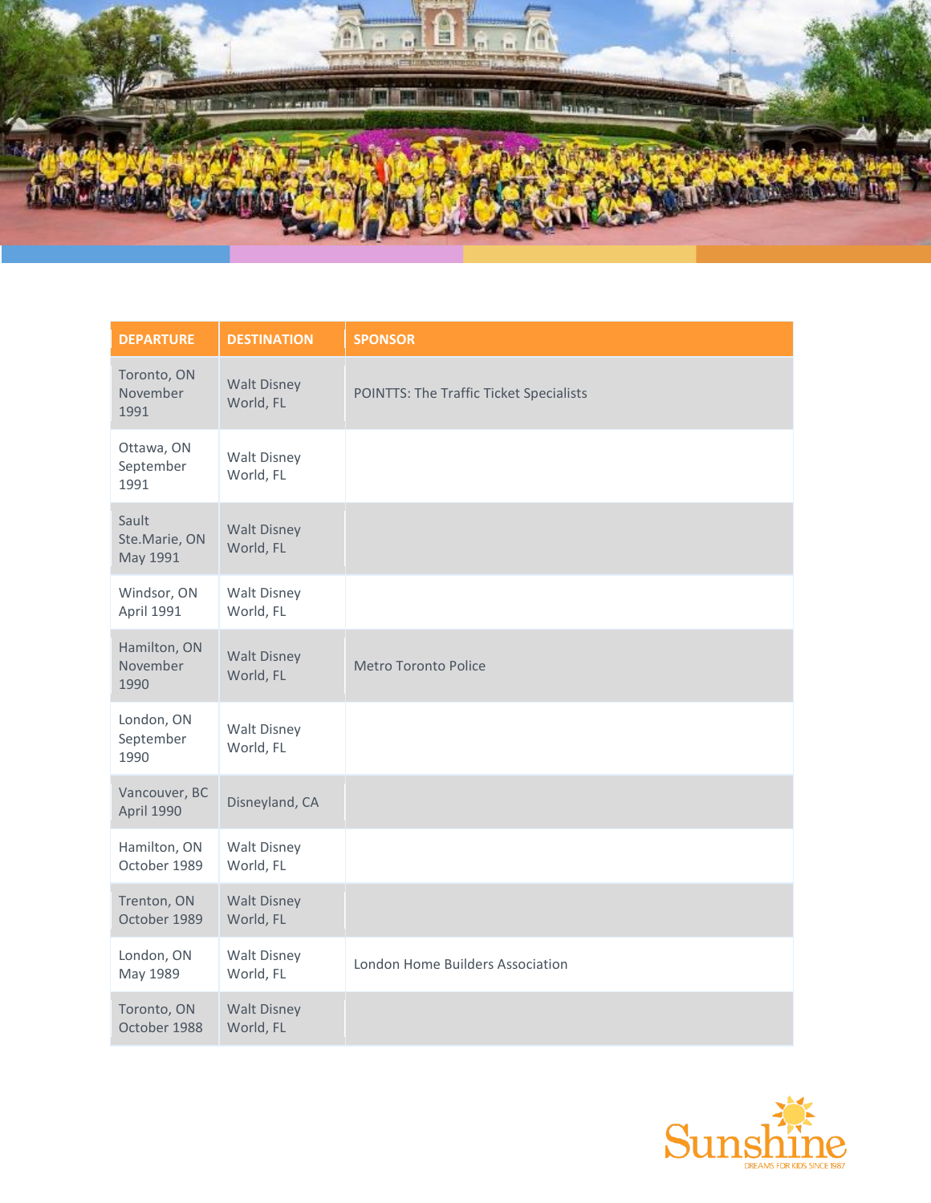| DEPARTURE | DESTINATION | SPONSOR |
| --- | --- | --- |
| Toronto, ON November 1991 | Walt Disney World, FL | POINTTS: The Traffic Ticket Specialists |
| Ottawa, ON September 1991 | Walt Disney World, FL | |
| Sault Ste.Marie, ON May 1991 | Walt Disney World, FL | |
| Windsor, ON April 1991 | Walt Disney World, FL | |
| Hamilton, ON November 1990 | Walt Disney World, FL | Metro Toronto Police |
| London, ON September 1990 | Walt Disney World, FL | |
| Vancouver, BC April 1990 | Disneyland, CA | |
| Hamilton, ON October 1989 | Walt Disney World, FL | |
| Trenton, ON October 1989 | Walt Disney World, FL | |
| London, ON May 1989 | Walt Disney World, FL | London Home Builders Association |
| Toronto, ON October 1988 | Walt Disney World, FL | |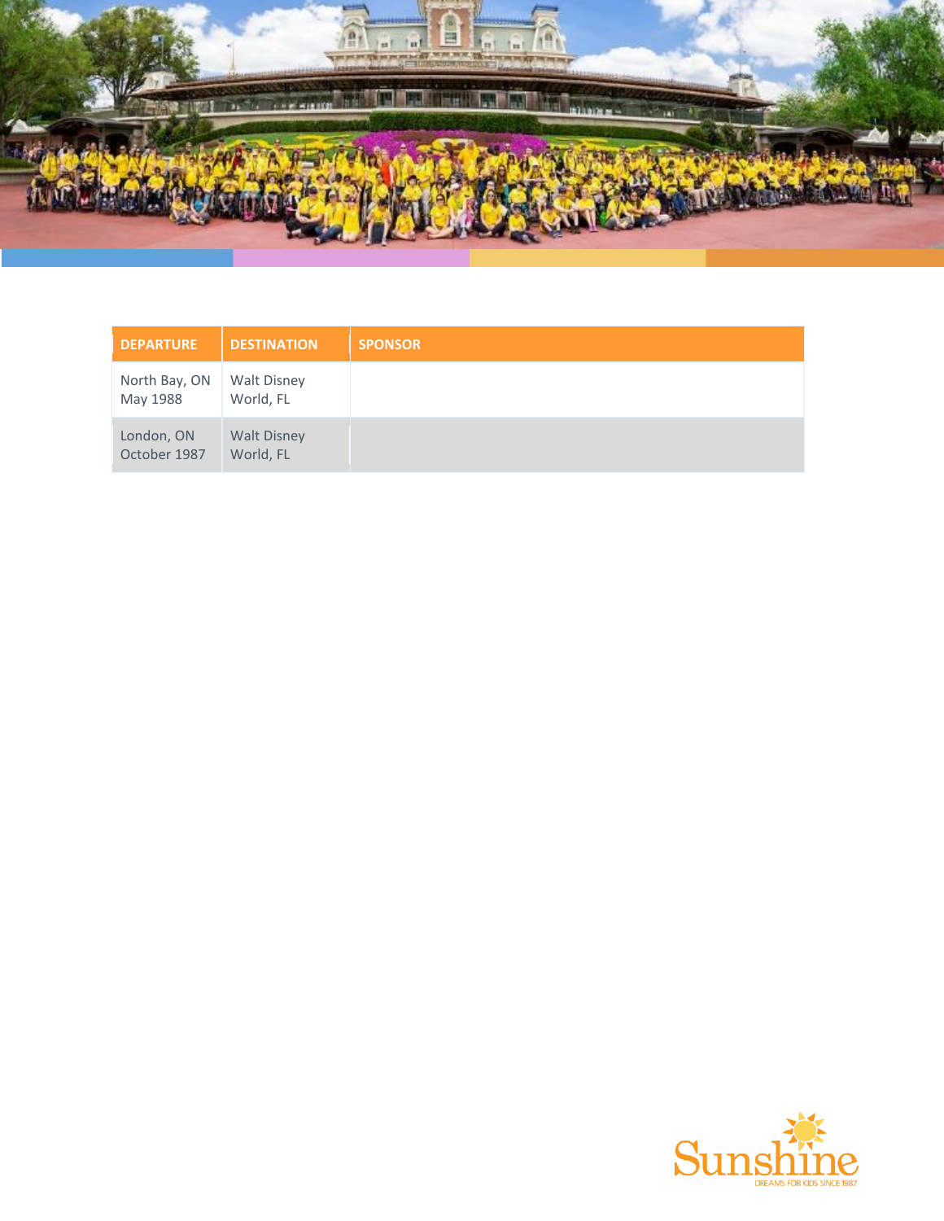| DEPARTURE | DESTINATION | SPONSOR |
|---|---|---|
| North Bay, ON May 1988 | Walt Disney World, FL | |
| London, ON October 1987 | Walt Disney World, FL | |